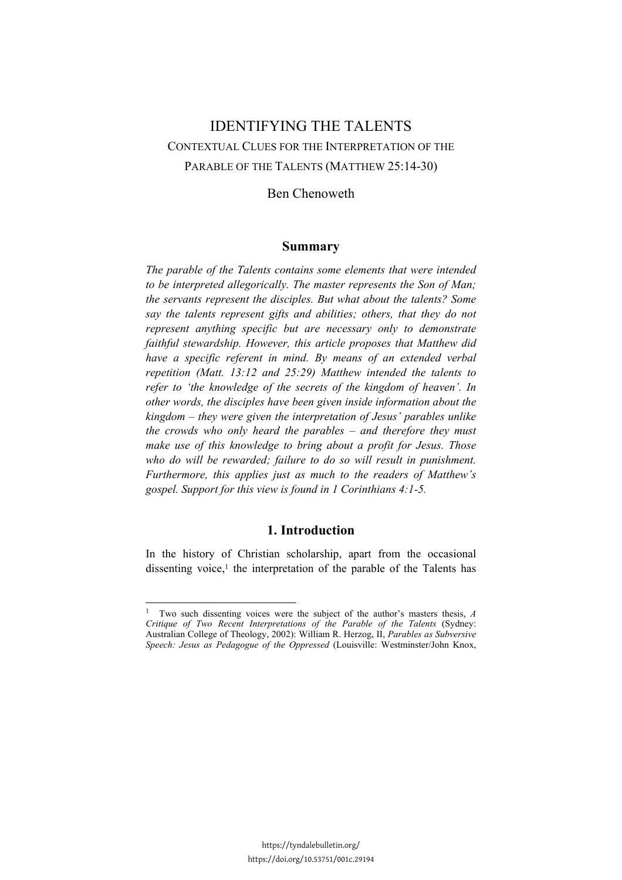# IDENTIFYING THE TALENTS

## CONTEXTUAL CLUES FOR THE INTERPRETATION OF THE PARABLE OF THE TALENTS (MATTHEW 25:14-30)

Ben Chenoweth

### Summary

*The parable of the Talents contains some elements that were intended to be interpreted allegorically. The master represents the Son of Man; the servants represent the disciples. But what about the talents? Some say the talents represent gifts and abilities; others, that they do not represent anything specific but are necessary only to demonstrate faithful stewardship. However, this article proposes that Matthew did have a specific referent in mind. By means of an extended verbal repetition (Matt. 13:12 and 25:29) Matthew intended the talents to refer to 'the knowledge of the secrets of the kingdom of heaven'. In other words, the disciples have been given inside information about the kingdom – they were given the interpretation of Jesus' parables unlike the crowds who only heard the parables – and therefore they must make use of this knowledge to bring about a profit for Jesus. Those who do will be rewarded; failure to do so will result in punishment. Furthermore, this applies just as much to the readers of Matthew's gospel. Support for this view is found in 1 Corinthians 4:1-5.*

### 1. Introduction

In the history of Christian scholarship, apart from the occasional dissenting voice,[1] the interpretation of the parable of the Talents has

[1] Two such dissenting voices were the subject of the author's masters thesis, *A Critique of Two Recent Interpretations of the Parable of the Talents* (Sydney: Australian College of Theology, 2002): William R. Herzog, II, *Parables as Subversive Speech: Jesus as Pedagogue of the Oppressed* (Louisville: Westminster/John Knox,

https://tyndalebulletin.org/
https://doi.org/10.53751/001c.29194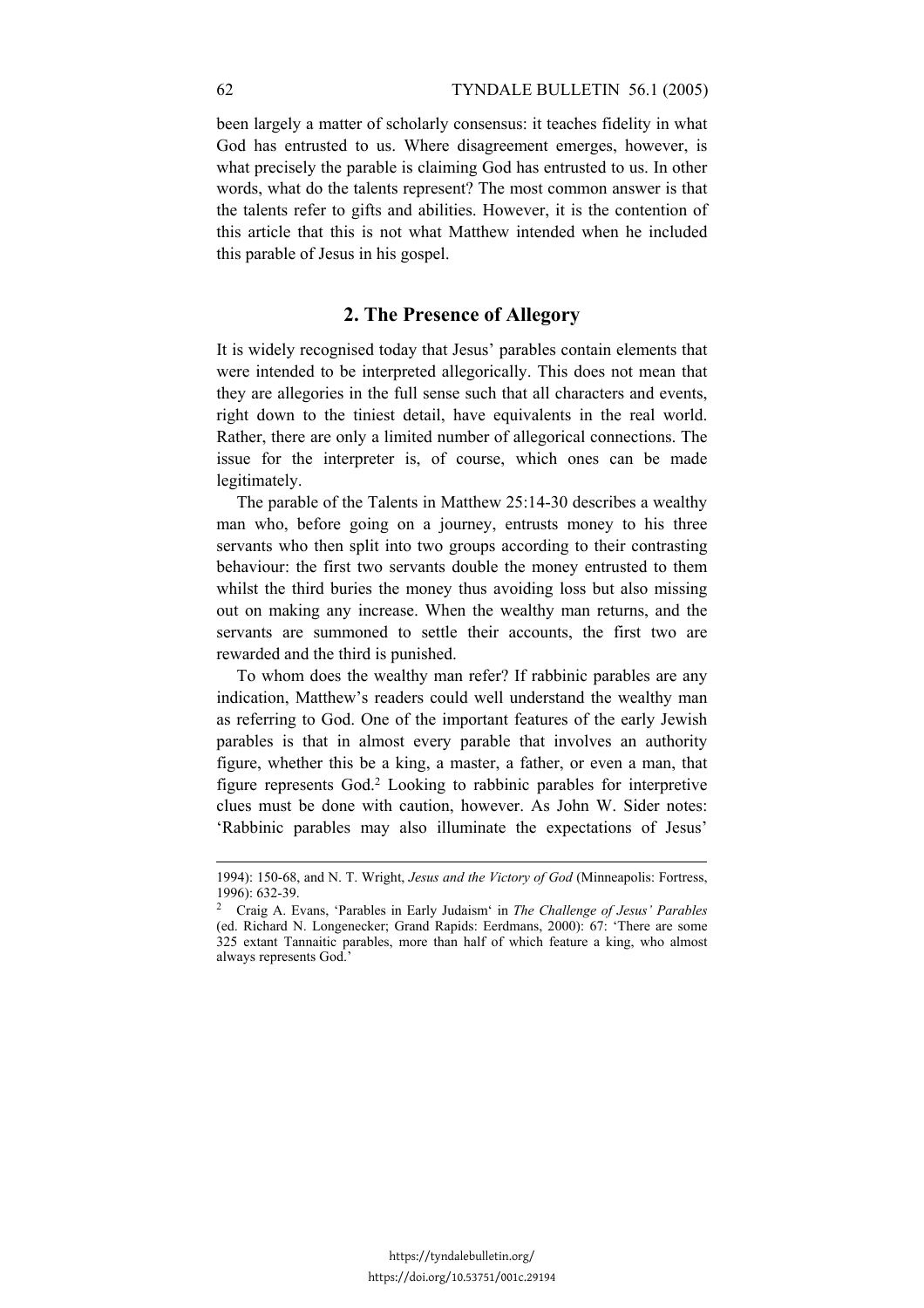been largely a matter of scholarly consensus: it teaches fidelity in what God has entrusted to us. Where disagreement emerges, however, is what precisely the parable is claiming God has entrusted to us. In other words, what do the talents represent? The most common answer is that the talents refer to gifts and abilities. However, it is the contention of this article that this is not what Matthew intended when he included this parable of Jesus in his gospel.

## 2. The Presence of Allegory

It is widely recognised today that Jesus' parables contain elements that were intended to be interpreted allegorically. This does not mean that they are allegories in the full sense such that all characters and events, right down to the tiniest detail, have equivalents in the real world. Rather, there are only a limited number of allegorical connections. The issue for the interpreter is, of course, which ones can be made legitimately.

The parable of the Talents in Matthew 25:14-30 describes a wealthy man who, before going on a journey, entrusts money to his three servants who then split into two groups according to their contrasting behaviour: the first two servants double the money entrusted to them whilst the third buries the money thus avoiding loss but also missing out on making any increase. When the wealthy man returns, and the servants are summoned to settle their accounts, the first two are rewarded and the third is punished.

To whom does the wealthy man refer? If rabbinic parables are any indication, Matthew's readers could well understand the wealthy man as referring to God. One of the important features of the early Jewish parables is that in almost every parable that involves an authority figure, whether this be a king, a master, a father, or even a man, that figure represents God.[2] Looking to rabbinic parables for interpretive clues must be done with caution, however. As John W. Sider notes: 'Rabbinic parables may also illuminate the expectations of Jesus'

---

1994): 150-68, and N. T. Wright, *Jesus and the Victory of God* (Minneapolis: Fortress, 1996): 632-39.

[2] Craig A. Evans, 'Parables in Early Judaism' in *The Challenge of Jesus' Parables* (ed. Richard N. Longenecker; Grand Rapids: Eerdmans, 2000): 67: 'There are some 325 extant Tannaitic parables, more than half of which feature a king, who almost always represents God.'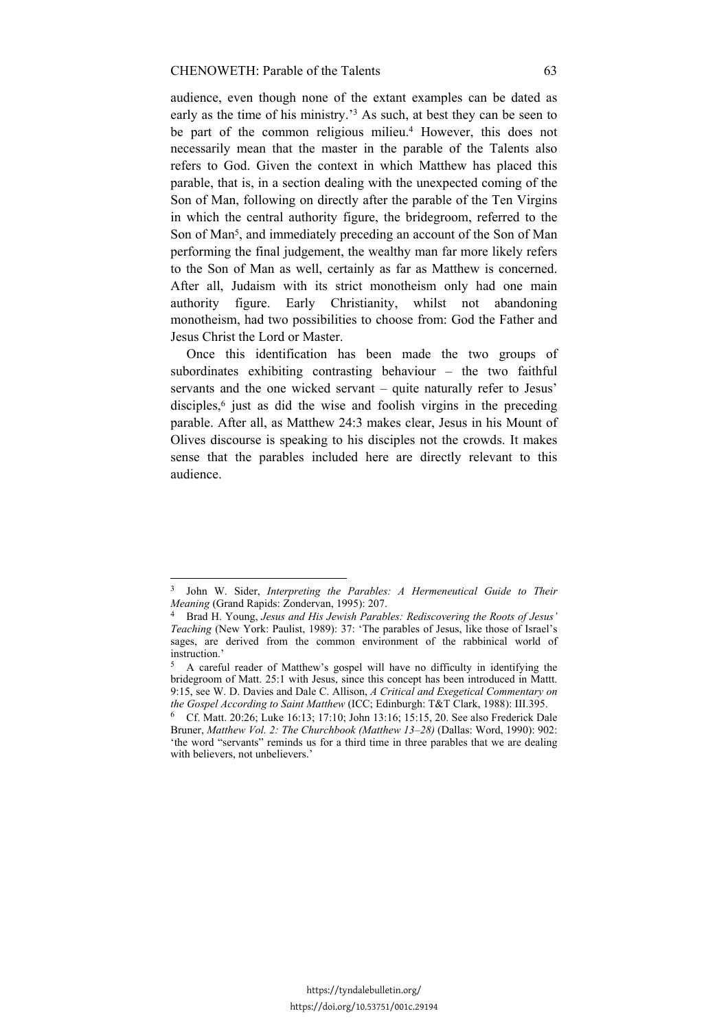audience, even though none of the extant examples can be dated as early as the time of his ministry.'[3] As such, at best they can be seen to be part of the common religious milieu.[4] However, this does not necessarily mean that the master in the parable of the Talents also refers to God. Given the context in which Matthew has placed this parable, that is, in a section dealing with the unexpected coming of the Son of Man, following on directly after the parable of the Ten Virgins in which the central authority figure, the bridegroom, referred to the Son of Man[5], and immediately preceding an account of the Son of Man performing the final judgement, the wealthy man far more likely refers to the Son of Man as well, certainly as far as Matthew is concerned. After all, Judaism with its strict monotheism only had one main authority figure. Early Christianity, whilst not abandoning monotheism, had two possibilities to choose from: God the Father and Jesus Christ the Lord or Master.

Once this identification has been made the two groups of subordinates exhibiting contrasting behaviour – the two faithful servants and the one wicked servant – quite naturally refer to Jesus' disciples,[6] just as did the wise and foolish virgins in the preceding parable. After all, as Matthew 24:3 makes clear, Jesus in his Mount of Olives discourse is speaking to his disciples not the crowds. It makes sense that the parables included here are directly relevant to this audience.

---

[3] John W. Sider, *Interpreting the Parables: A Hermeneutical Guide to Their Meaning* (Grand Rapids: Zondervan, 1995): 207.

[4] Brad H. Young, *Jesus and His Jewish Parables: Rediscovering the Roots of Jesus' Teaching* (New York: Paulist, 1989): 37: 'The parables of Jesus, like those of Israel's sages, are derived from the common environment of the rabbinical world of instruction.'

[5] A careful reader of Matthew's gospel will have no difficulty in identifying the bridegroom of Matt. 25:1 with Jesus, since this concept has been introduced in Mattt. 9:15, see W. D. Davies and Dale C. Allison, *A Critical and Exegetical Commentary on the Gospel According to Saint Matthew* (ICC; Edinburgh: T&T Clark, 1988): III.395.

[6] Cf. Matt. 20:26; Luke 16:13; 17:10; John 13:16; 15:15, 20. See also Frederick Dale Bruner, *Matthew Vol. 2: The Churchbook (Matthew 13–28)* (Dallas: Word, 1990): 902: 'the word "servants" reminds us for a third time in three parables that we are dealing with believers, not unbelievers.'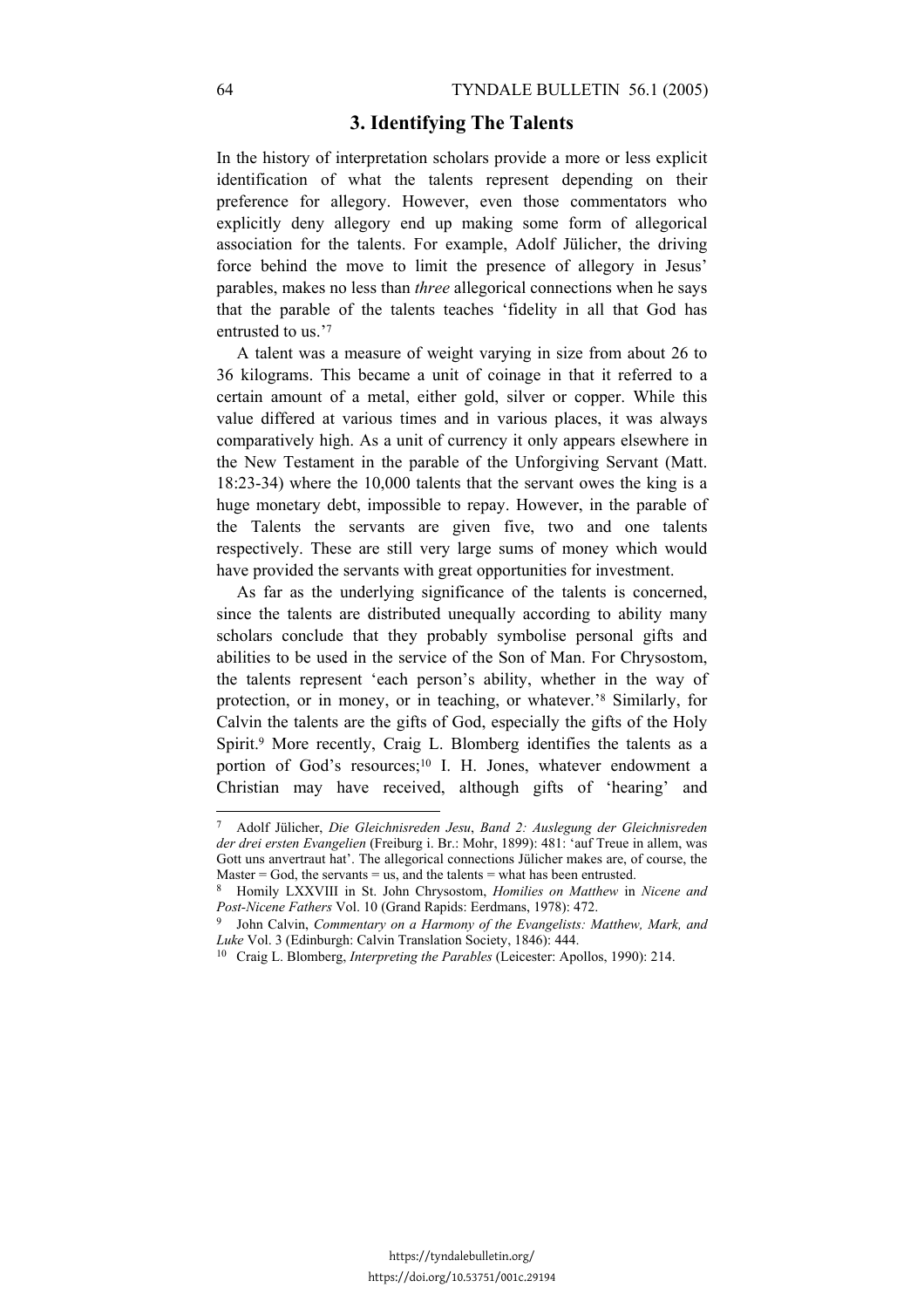## 3. Identifying The Talents

In the history of interpretation scholars provide a more or less explicit identification of what the talents represent depending on their preference for allegory. However, even those commentators who explicitly deny allegory end up making some form of allegorical association for the talents. For example, Adolf Jülicher, the driving force behind the move to limit the presence of allegory in Jesus' parables, makes no less than *three* allegorical connections when he says that the parable of the talents teaches 'fidelity in all that God has entrusted to us.'[7]

A talent was a measure of weight varying in size from about 26 to 36 kilograms. This became a unit of coinage in that it referred to a certain amount of a metal, either gold, silver or copper. While this value differed at various times and in various places, it was always comparatively high. As a unit of currency it only appears elsewhere in the New Testament in the parable of the Unforgiving Servant (Matt. 18:23-34) where the 10,000 talents that the servant owes the king is a huge monetary debt, impossible to repay. However, in the parable of the Talents the servants are given five, two and one talents respectively. These are still very large sums of money which would have provided the servants with great opportunities for investment.

As far as the underlying significance of the talents is concerned, since the talents are distributed unequally according to ability many scholars conclude that they probably symbolise personal gifts and abilities to be used in the service of the Son of Man. For Chrysostom, the talents represent 'each person's ability, whether in the way of protection, or in money, or in teaching, or whatever.'[8] Similarly, for Calvin the talents are the gifts of God, especially the gifts of the Holy Spirit.[9] More recently, Craig L. Blomberg identifies the talents as a portion of God's resources;[10] I. H. Jones, whatever endowment a Christian may have received, although gifts of 'hearing' and

---

[7] Adolf Jülicher, *Die Gleichnisreden Jesu*, *Band 2: Auslegung der Gleichnisreden der drei ersten Evangelien* (Freiburg i. Br.: Mohr, 1899): 481: 'auf Treue in allem, was Gott uns anvertraut hat'. The allegorical connections Jülicher makes are, of course, the Master = God, the servants = us, and the talents = what has been entrusted.

[8] Homily LXXVIII in St. John Chrysostom, *Homilies on Matthew* in *Nicene and Post-Nicene Fathers* Vol. 10 (Grand Rapids: Eerdmans, 1978): 472.

[9] John Calvin, *Commentary on a Harmony of the Evangelists: Matthew, Mark, and Luke* Vol. 3 (Edinburgh: Calvin Translation Society, 1846): 444.

[10] Craig L. Blomberg, *Interpreting the Parables* (Leicester: Apollos, 1990): 214.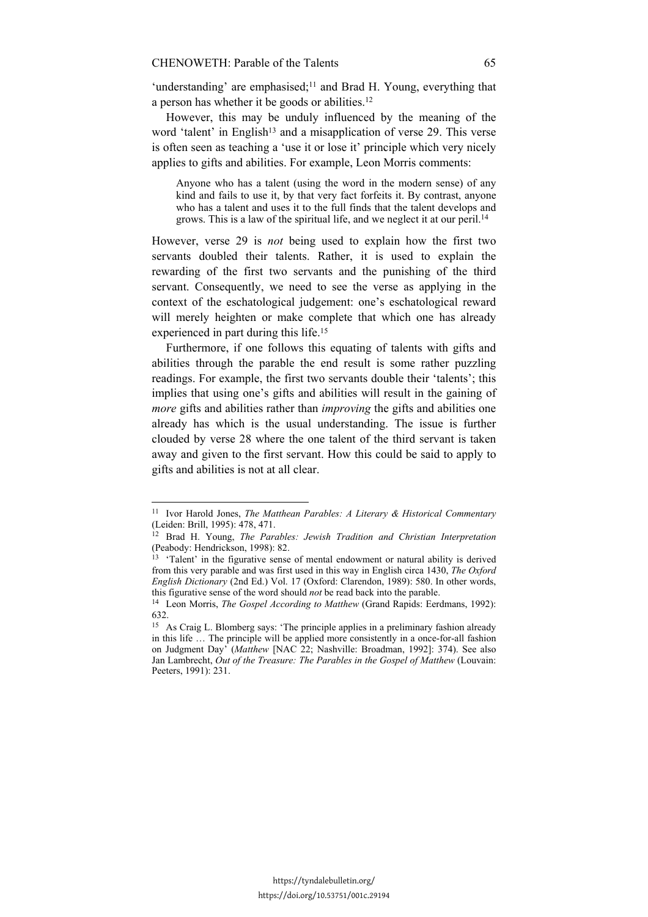'understanding' are emphasised;[11] and Brad H. Young, everything that a person has whether it be goods or abilities.[12]

However, this may be unduly influenced by the meaning of the word 'talent' in English[13] and a misapplication of verse 29. This verse is often seen as teaching a 'use it or lose it' principle which very nicely applies to gifts and abilities. For example, Leon Morris comments:

> Anyone who has a talent (using the word in the modern sense) of any kind and fails to use it, by that very fact forfeits it. By contrast, anyone who has a talent and uses it to the full finds that the talent develops and grows. This is a law of the spiritual life, and we neglect it at our peril.[14]

However, verse 29 is *not* being used to explain how the first two servants doubled their talents. Rather, it is used to explain the rewarding of the first two servants and the punishing of the third servant. Consequently, we need to see the verse as applying in the context of the eschatological judgement: one's eschatological reward will merely heighten or make complete that which one has already experienced in part during this life.[15]

Furthermore, if one follows this equating of talents with gifts and abilities through the parable the end result is some rather puzzling readings. For example, the first two servants double their 'talents'; this implies that using one's gifts and abilities will result in the gaining of *more* gifts and abilities rather than *improving* the gifts and abilities one already has which is the usual understanding. The issue is further clouded by verse 28 where the one talent of the third servant is taken away and given to the first servant. How this could be said to apply to gifts and abilities is not at all clear.

---

[11] Ivor Harold Jones, *The Matthean Parables: A Literary & Historical Commentary* (Leiden: Brill, 1995): 478, 471.

[12] Brad H. Young, *The Parables: Jewish Tradition and Christian Interpretation* (Peabody: Hendrickson, 1998): 82.

[13] 'Talent' in the figurative sense of mental endowment or natural ability is derived from this very parable and was first used in this way in English circa 1430, *The Oxford English Dictionary* (2nd Ed.) Vol. 17 (Oxford: Clarendon, 1989): 580. In other words, this figurative sense of the word should *not* be read back into the parable.

[14] Leon Morris, *The Gospel According to Matthew* (Grand Rapids: Eerdmans, 1992): 632.

[15] As Craig L. Blomberg says: 'The principle applies in a preliminary fashion already in this life … The principle will be applied more consistently in a once-for-all fashion on Judgment Day' (*Matthew* [NAC 22; Nashville: Broadman, 1992]: 374). See also Jan Lambrecht, *Out of the Treasure: The Parables in the Gospel of Matthew* (Louvain: Peeters, 1991): 231.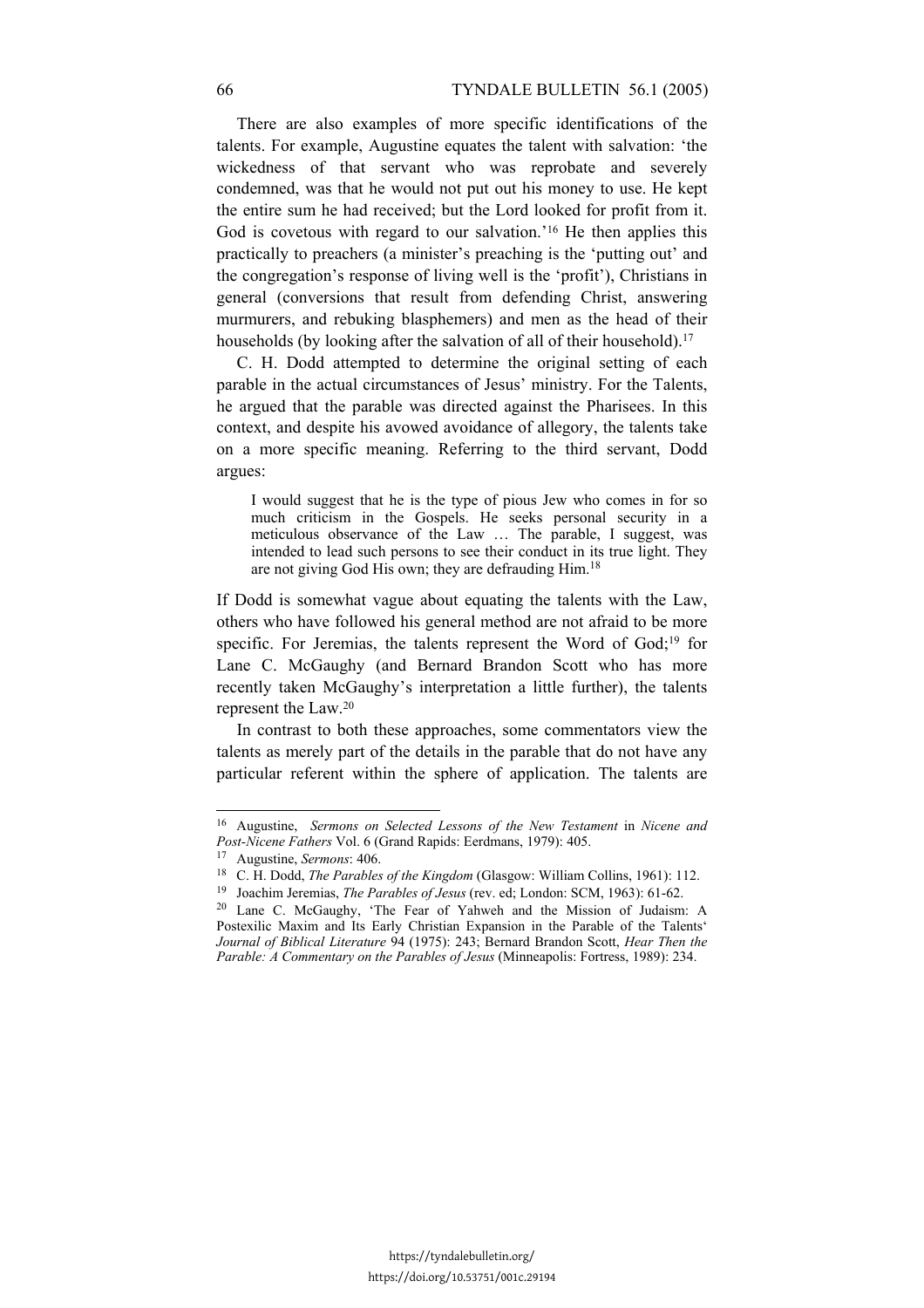There are also examples of more specific identifications of the talents. For example, Augustine equates the talent with salvation: 'the wickedness of that servant who was reprobate and severely condemned, was that he would not put out his money to use. He kept the entire sum he had received; but the Lord looked for profit from it. God is covetous with regard to our salvation.'[16] He then applies this practically to preachers (a minister's preaching is the 'putting out' and the congregation's response of living well is the 'profit'), Christians in general (conversions that result from defending Christ, answering murmurers, and rebuking blasphemers) and men as the head of their households (by looking after the salvation of all of their household).[17]

C. H. Dodd attempted to determine the original setting of each parable in the actual circumstances of Jesus' ministry. For the Talents, he argued that the parable was directed against the Pharisees. In this context, and despite his avowed avoidance of allegory, the talents take on a more specific meaning. Referring to the third servant, Dodd argues:

> I would suggest that he is the type of pious Jew who comes in for so much criticism in the Gospels. He seeks personal security in a meticulous observance of the Law … The parable, I suggest, was intended to lead such persons to see their conduct in its true light. They are not giving God His own; they are defrauding Him.[18]

If Dodd is somewhat vague about equating the talents with the Law, others who have followed his general method are not afraid to be more specific. For Jeremias, the talents represent the Word of God;[19] for Lane C. McGaughy (and Bernard Brandon Scott who has more recently taken McGaughy's interpretation a little further), the talents represent the Law.[20]

In contrast to both these approaches, some commentators view the talents as merely part of the details in the parable that do not have any particular referent within the sphere of application. The talents are

---

[16] Augustine, *Sermons on Selected Lessons of the New Testament* in *Nicene and Post-Nicene Fathers* Vol. 6 (Grand Rapids: Eerdmans, 1979): 405.

[17] Augustine, *Sermons*: 406.

[18] C. H. Dodd, *The Parables of the Kingdom* (Glasgow: William Collins, 1961): 112.

[19] Joachim Jeremias, *The Parables of Jesus* (rev. ed; London: SCM, 1963): 61-62.

[20] Lane C. McGaughy, 'The Fear of Yahweh and the Mission of Judaism: A Postexilic Maxim and Its Early Christian Expansion in the Parable of the Talents' *Journal of Biblical Literature* 94 (1975): 243; Bernard Brandon Scott, *Hear Then the Parable: A Commentary on the Parables of Jesus* (Minneapolis: Fortress, 1989): 234.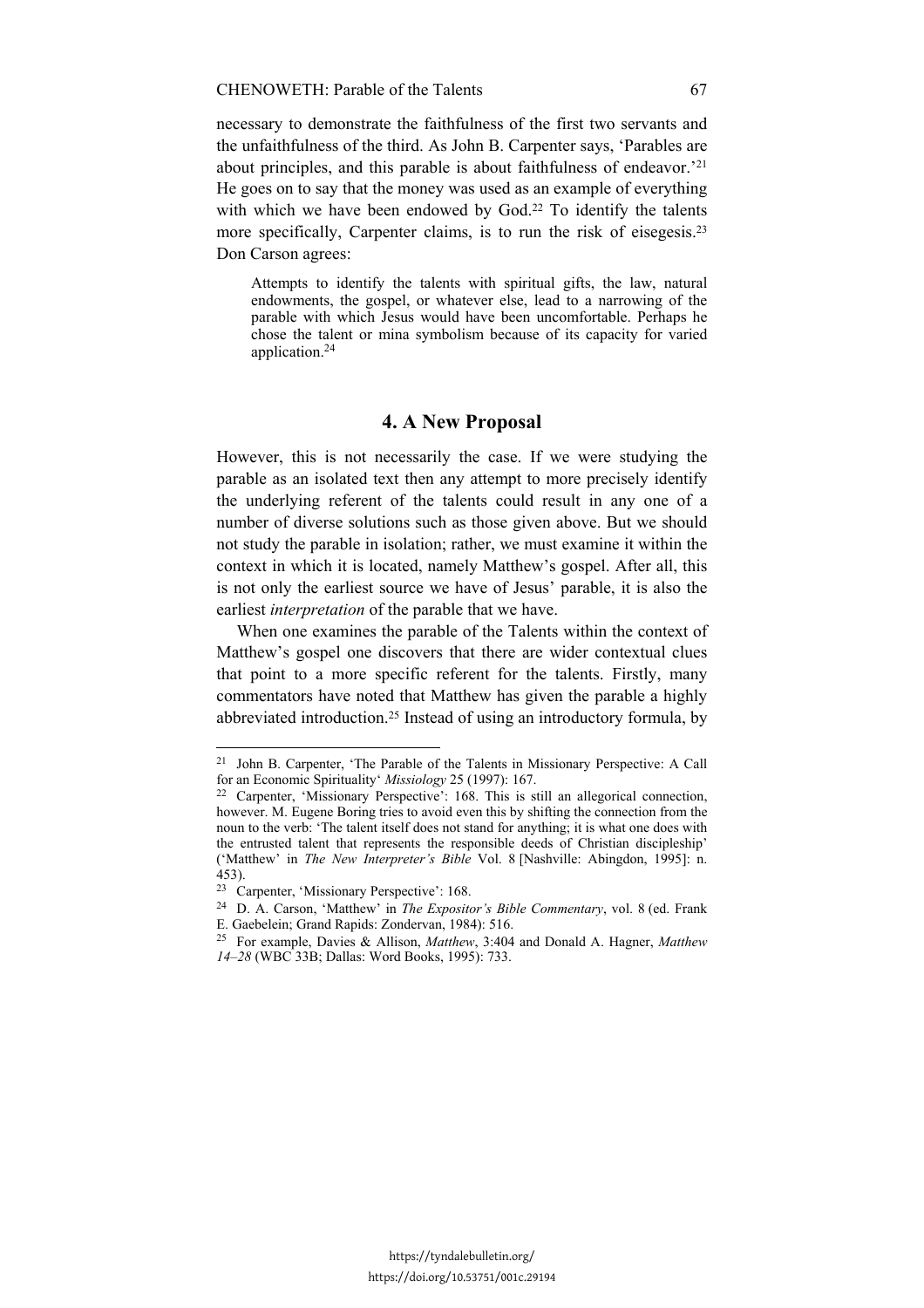necessary to demonstrate the faithfulness of the first two servants and the unfaithfulness of the third. As John B. Carpenter says, 'Parables are about principles, and this parable is about faithfulness of endeavor.'[21] He goes on to say that the money was used as an example of everything with which we have been endowed by God.[22] To identify the talents more specifically, Carpenter claims, is to run the risk of eisegesis.[23] Don Carson agrees:

> Attempts to identify the talents with spiritual gifts, the law, natural endowments, the gospel, or whatever else, lead to a narrowing of the parable with which Jesus would have been uncomfortable. Perhaps he chose the talent or mina symbolism because of its capacity for varied application.[24]

## 4. A New Proposal

However, this is not necessarily the case. If we were studying the parable as an isolated text then any attempt to more precisely identify the underlying referent of the talents could result in any one of a number of diverse solutions such as those given above. But we should not study the parable in isolation; rather, we must examine it within the context in which it is located, namely Matthew's gospel. After all, this is not only the earliest source we have of Jesus' parable, it is also the earliest *interpretation* of the parable that we have.

When one examines the parable of the Talents within the context of Matthew's gospel one discovers that there are wider contextual clues that point to a more specific referent for the talents. Firstly, many commentators have noted that Matthew has given the parable a highly abbreviated introduction.[25] Instead of using an introductory formula, by

---

[21] John B. Carpenter, 'The Parable of the Talents in Missionary Perspective: A Call for an Economic Spirituality' *Missiology* 25 (1997): 167.

[22] Carpenter, 'Missionary Perspective': 168. This is still an allegorical connection, however. M. Eugene Boring tries to avoid even this by shifting the connection from the noun to the verb: 'The talent itself does not stand for anything; it is what one does with the entrusted talent that represents the responsible deeds of Christian discipleship' ('Matthew' in *The New Interpreter's Bible* Vol. 8 [Nashville: Abingdon, 1995]: n. 453).

[23] Carpenter, 'Missionary Perspective': 168.

[24] D. A. Carson, 'Matthew' in *The Expositor's Bible Commentary*, vol. 8 (ed. Frank E. Gaebelein; Grand Rapids: Zondervan, 1984): 516.

[25] For example, Davies & Allison, *Matthew*, 3:404 and Donald A. Hagner, *Matthew 14–28* (WBC 33B; Dallas: Word Books, 1995): 733.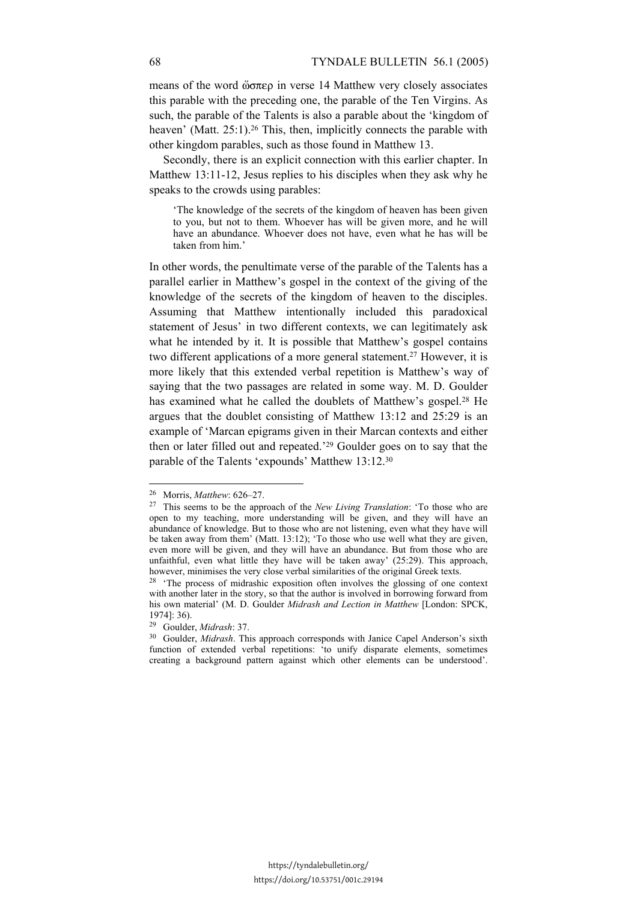means of the word ὥσπερ in verse 14 Matthew very closely associates this parable with the preceding one, the parable of the Ten Virgins. As such, the parable of the Talents is also a parable about the 'kingdom of heaven' (Matt. 25:1).[26] This, then, implicitly connects the parable with other kingdom parables, such as those found in Matthew 13.

Secondly, there is an explicit connection with this earlier chapter. In Matthew 13:11-12, Jesus replies to his disciples when they ask why he speaks to the crowds using parables:

> 'The knowledge of the secrets of the kingdom of heaven has been given to you, but not to them. Whoever has will be given more, and he will have an abundance. Whoever does not have, even what he has will be taken from him.'

In other words, the penultimate verse of the parable of the Talents has a parallel earlier in Matthew's gospel in the context of the giving of the knowledge of the secrets of the kingdom of heaven to the disciples. Assuming that Matthew intentionally included this paradoxical statement of Jesus' in two different contexts, we can legitimately ask what he intended by it. It is possible that Matthew's gospel contains two different applications of a more general statement.[27] However, it is more likely that this extended verbal repetition is Matthew's way of saying that the two passages are related in some way. M. D. Goulder has examined what he called the doublets of Matthew's gospel.[28] He argues that the doublet consisting of Matthew 13:12 and 25:29 is an example of 'Marcan epigrams given in their Marcan contexts and either then or later filled out and repeated.'[29] Goulder goes on to say that the parable of the Talents 'expounds' Matthew 13:12.[30]

---

[26] Morris, *Matthew*: 626–27.

[27] This seems to be the approach of the *New Living Translation*: 'To those who are open to my teaching, more understanding will be given, and they will have an abundance of knowledge. But to those who are not listening, even what they have will be taken away from them' (Matt. 13:12); 'To those who use well what they are given, even more will be given, and they will have an abundance. But from those who are unfaithful, even what little they have will be taken away' (25:29). This approach, however, minimises the very close verbal similarities of the original Greek texts.

[28] 'The process of midrashic exposition often involves the glossing of one context with another later in the story, so that the author is involved in borrowing forward from his own material' (M. D. Goulder *Midrash and Lection in Matthew* [London: SPCK, 1974]: 36).

[29] Goulder, *Midrash*: 37.

[30] Goulder, *Midrash*. This approach corresponds with Janice Capel Anderson's sixth function of extended verbal repetitions: 'to unify disparate elements, sometimes creating a background pattern against which other elements can be understood'.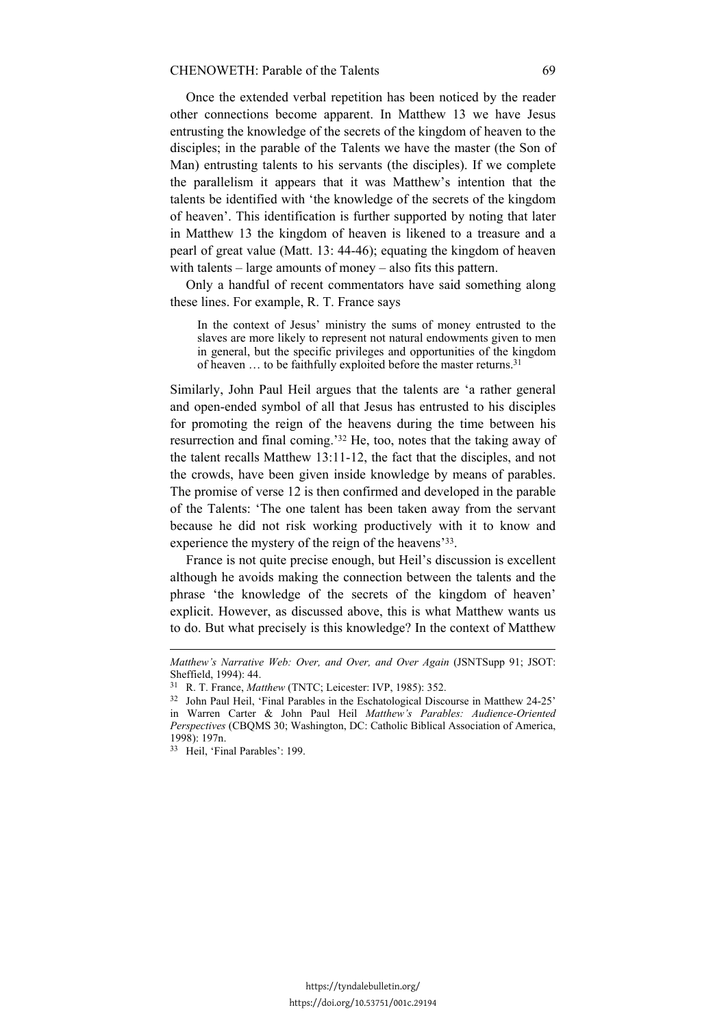Once the extended verbal repetition has been noticed by the reader other connections become apparent. In Matthew 13 we have Jesus entrusting the knowledge of the secrets of the kingdom of heaven to the disciples; in the parable of the Talents we have the master (the Son of Man) entrusting talents to his servants (the disciples). If we complete the parallelism it appears that it was Matthew's intention that the talents be identified with 'the knowledge of the secrets of the kingdom of heaven'. This identification is further supported by noting that later in Matthew 13 the kingdom of heaven is likened to a treasure and a pearl of great value (Matt. 13: 44-46); equating the kingdom of heaven with talents – large amounts of money – also fits this pattern.

Only a handful of recent commentators have said something along these lines. For example, R. T. France says

> In the context of Jesus' ministry the sums of money entrusted to the slaves are more likely to represent not natural endowments given to men in general, but the specific privileges and opportunities of the kingdom of heaven … to be faithfully exploited before the master returns.[31]

Similarly, John Paul Heil argues that the talents are 'a rather general and open-ended symbol of all that Jesus has entrusted to his disciples for promoting the reign of the heavens during the time between his resurrection and final coming.'[32] He, too, notes that the taking away of the talent recalls Matthew 13:11-12, the fact that the disciples, and not the crowds, have been given inside knowledge by means of parables. The promise of verse 12 is then confirmed and developed in the parable of the Talents: 'The one talent has been taken away from the servant because he did not risk working productively with it to know and experience the mystery of the reign of the heavens'[33].

France is not quite precise enough, but Heil's discussion is excellent although he avoids making the connection between the talents and the phrase 'the knowledge of the secrets of the kingdom of heaven' explicit. However, as discussed above, this is what Matthew wants us to do. But what precisely is this knowledge? In the context of Matthew

---

*Matthew's Narrative Web: Over, and Over, and Over Again* (JSNTSupp 91; JSOT: Sheffield, 1994): 44.

[31] R. T. France, *Matthew* (TNTC; Leicester: IVP, 1985): 352.

[32] John Paul Heil, 'Final Parables in the Eschatological Discourse in Matthew 24-25' in Warren Carter & John Paul Heil *Matthew's Parables: Audience-Oriented Perspectives* (CBQMS 30; Washington, DC: Catholic Biblical Association of America, 1998): 197n.

[33] Heil, 'Final Parables': 199.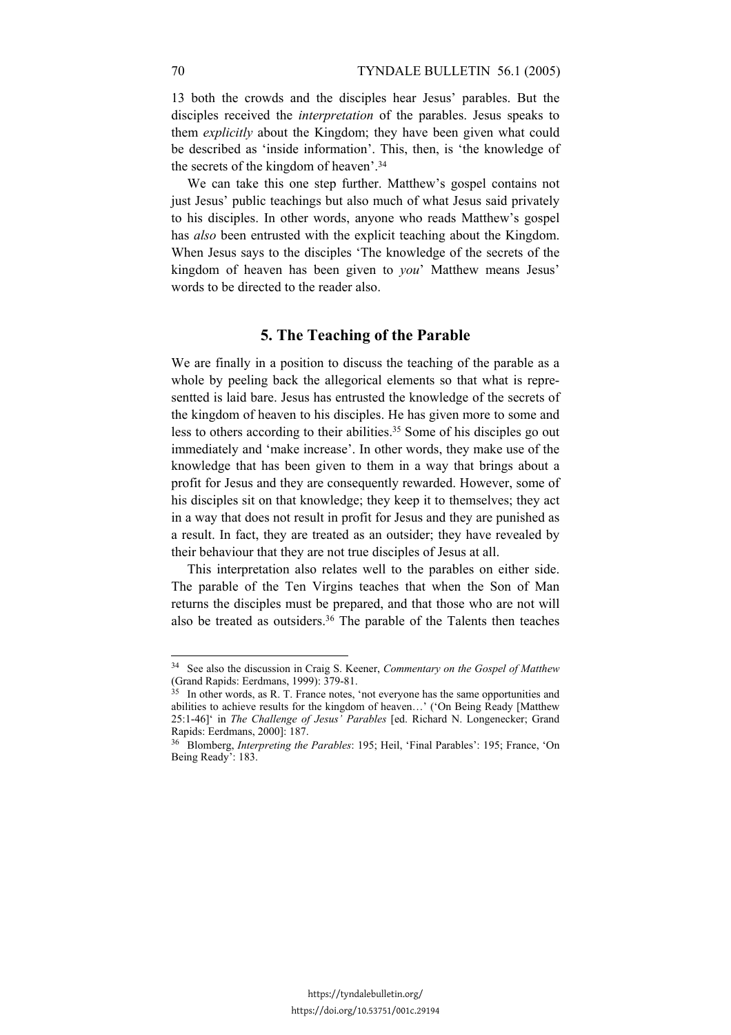13 both the crowds and the disciples hear Jesus' parables. But the disciples received the *interpretation* of the parables. Jesus speaks to them *explicitly* about the Kingdom; they have been given what could be described as 'inside information'. This, then, is 'the knowledge of the secrets of the kingdom of heaven'.[34]

We can take this one step further. Matthew's gospel contains not just Jesus' public teachings but also much of what Jesus said privately to his disciples. In other words, anyone who reads Matthew's gospel has *also* been entrusted with the explicit teaching about the Kingdom. When Jesus says to the disciples 'The knowledge of the secrets of the kingdom of heaven has been given to *you*' Matthew means Jesus' words to be directed to the reader also.

## 5. The Teaching of the Parable

We are finally in a position to discuss the teaching of the parable as a whole by peeling back the allegorical elements so that what is represented is laid bare. Jesus has entrusted the knowledge of the secrets of the kingdom of heaven to his disciples. He has given more to some and less to others according to their abilities.[35] Some of his disciples go out immediately and 'make increase'. In other words, they make use of the knowledge that has been given to them in a way that brings about a profit for Jesus and they are consequently rewarded. However, some of his disciples sit on that knowledge; they keep it to themselves; they act in a way that does not result in profit for Jesus and they are punished as a result. In fact, they are treated as an outsider; they have revealed by their behaviour that they are not true disciples of Jesus at all.

This interpretation also relates well to the parables on either side. The parable of the Ten Virgins teaches that when the Son of Man returns the disciples must be prepared, and that those who are not will also be treated as outsiders.[36] The parable of the Talents then teaches

---

[34] See also the discussion in Craig S. Keener, *Commentary on the Gospel of Matthew* (Grand Rapids: Eerdmans, 1999): 379-81.

[35] In other words, as R. T. France notes, 'not everyone has the same opportunities and abilities to achieve results for the kingdom of heaven…' ('On Being Ready [Matthew 25:1-46]' in *The Challenge of Jesus' Parables* [ed. Richard N. Longenecker; Grand Rapids: Eerdmans, 2000]: 187.

[36] Blomberg, *Interpreting the Parables*: 195; Heil, 'Final Parables': 195; France, 'On Being Ready': 183.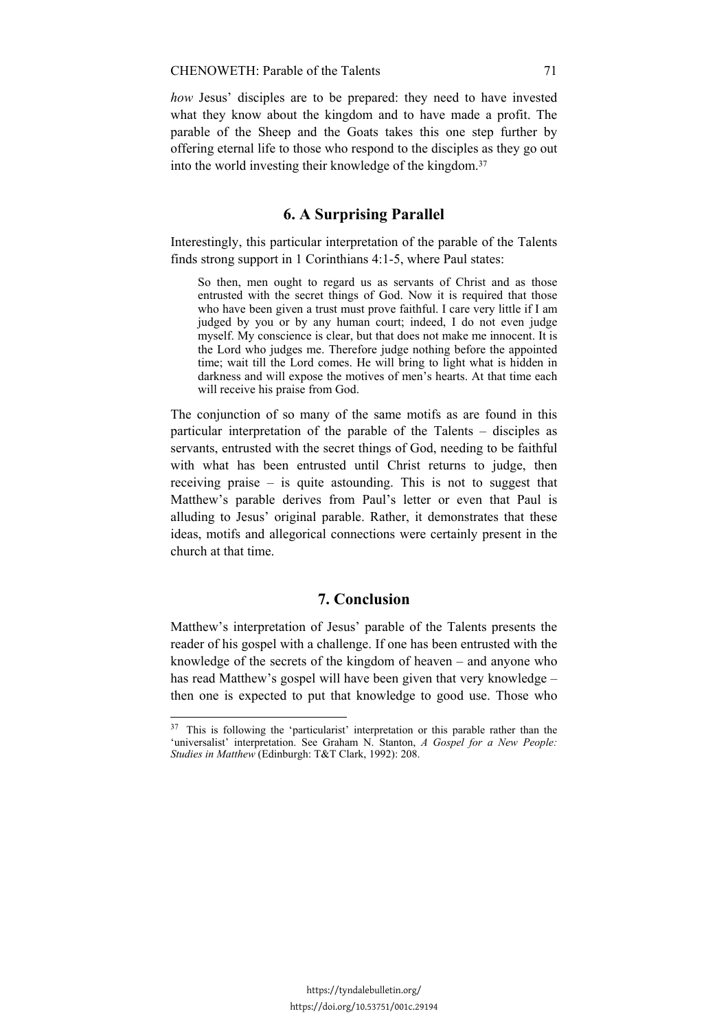*how* Jesus' disciples are to be prepared: they need to have invested what they know about the kingdom and to have made a profit. The parable of the Sheep and the Goats takes this one step further by offering eternal life to those who respond to the disciples as they go out into the world investing their knowledge of the kingdom.[37]

## 6. A Surprising Parallel

Interestingly, this particular interpretation of the parable of the Talents finds strong support in 1 Corinthians 4:1-5, where Paul states:

> So then, men ought to regard us as servants of Christ and as those entrusted with the secret things of God. Now it is required that those who have been given a trust must prove faithful. I care very little if I am judged by you or by any human court; indeed, I do not even judge myself. My conscience is clear, but that does not make me innocent. It is the Lord who judges me. Therefore judge nothing before the appointed time; wait till the Lord comes. He will bring to light what is hidden in darkness and will expose the motives of men's hearts. At that time each will receive his praise from God.

The conjunction of so many of the same motifs as are found in this particular interpretation of the parable of the Talents – disciples as servants, entrusted with the secret things of God, needing to be faithful with what has been entrusted until Christ returns to judge, then receiving praise – is quite astounding. This is not to suggest that Matthew's parable derives from Paul's letter or even that Paul is alluding to Jesus' original parable. Rather, it demonstrates that these ideas, motifs and allegorical connections were certainly present in the church at that time.

## 7. Conclusion

Matthew's interpretation of Jesus' parable of the Talents presents the reader of his gospel with a challenge. If one has been entrusted with the knowledge of the secrets of the kingdom of heaven – and anyone who has read Matthew's gospel will have been given that very knowledge – then one is expected to put that knowledge to good use. Those who

---

[37] This is following the 'particularist' interpretation or this parable rather than the 'universalist' interpretation. See Graham N. Stanton, *A Gospel for a New People: Studies in Matthew* (Edinburgh: T&T Clark, 1992): 208.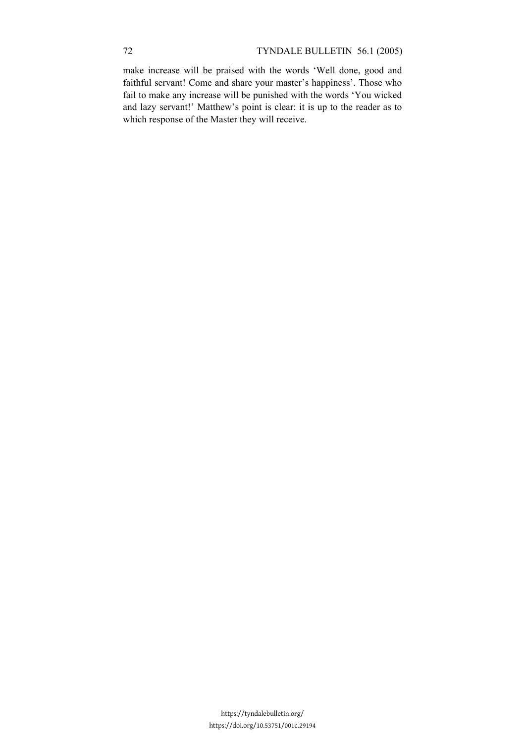make increase will be praised with the words ‘Well done, good and faithful servant! Come and share your master’s happiness’. Those who fail to make any increase will be punished with the words ‘You wicked and lazy servant!’ Matthew’s point is clear: it is up to the reader as to which response of the Master they will receive.